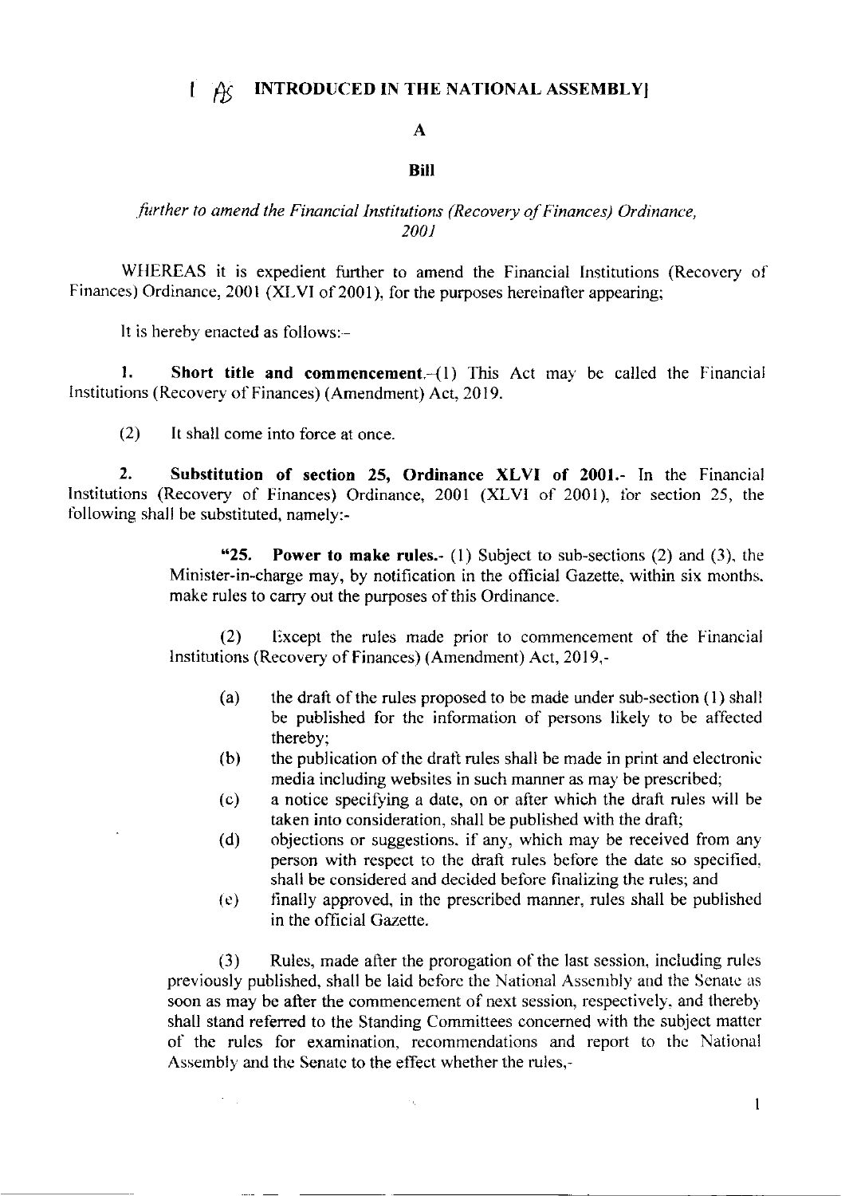**[ AS INTRODUCED IN THE NATIONAL ASSEMBLY]**

# A

# Bill

*further to amend the Financial Institutions (Recovery of Finances) Ordinance, 2001*

WHEREAS it is expedient further to amend the Financial Institutions (Recovery of Finances) Ordinance, 2001 (XLVI of 2001), for the purposes hereinafter appearing;

It is hereby enacted as follows:-

**1. Short title and commencement.**-(1) This Act may be called the Financial Institutions (Recovery of Finances) (Amendment) Act, 2019.

(2) It shall come into force at once.

**2. Substitution of section 25, Ordinance XLVI of 2001.**- In the Financial Institutions (Recovery of Finances) Ordinance, 2001 (XLVI of 2001), for section 25, the following shall be substituted, namely:-

> "**25. Power to make rules.**- (1) Subject to sub-sections (2) and (3), the Minister-in-charge may, by notification in the official Gazette, within six months, make rules to carry out the purposes of this Ordinance.
>
> (2) Except the rules made prior to commencement of the Financial Institutions (Recovery of Finances) (Amendment) Act, 2019,-
>
> (a) the draft of the rules proposed to be made under sub-section (1) shall be published for the information of persons likely to be affected thereby;
>
> (b) the publication of the draft rules shall be made in print and electronic media including websites in such manner as may be prescribed;
>
> (c) a notice specifying a date, on or after which the draft rules will be taken into consideration, shall be published with the draft;
>
> (d) objections or suggestions, if any, which may be received from any person with respect to the draft rules before the date so specified, shall be considered and decided before finalizing the rules; and
>
> (e) finally approved, in the prescribed manner, rules shall be published in the official Gazette.
>
> (3) Rules, made after the prorogation of the last session, including rules previously published, shall be laid before the National Assembly and the Senate as soon as may be after the commencement of next session, respectively, and thereby shall stand referred to the Standing Committees concerned with the subject matter of the rules for examination, recommendations and report to the National Assembly and the Senate to the effect whether the rules,-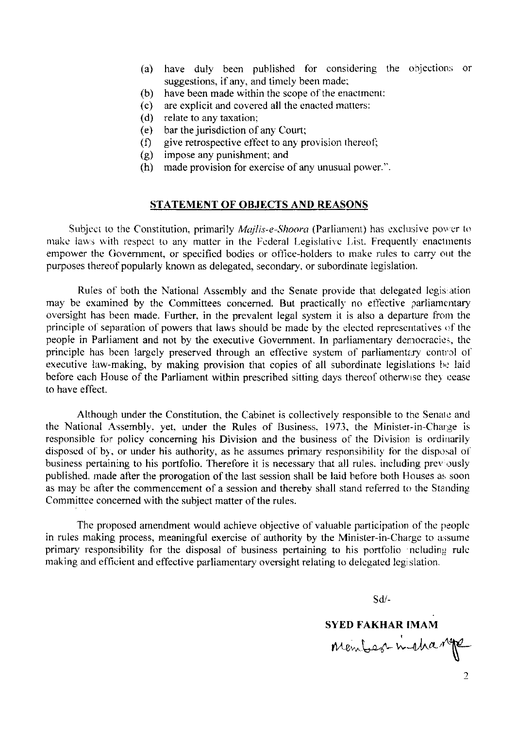(a) have duly been published for considering the objections or suggestions, if any, and timely been made;
(b) have been made within the scope of the enactment:
(c) are explicit and covered all the enacted matters:
(d) relate to any taxation;
(e) bar the jurisdiction of any Court;
(f) give retrospective effect to any provision thereof;
(g) impose any punishment; and
(h) made provision for exercise of any unusual power.".

## STATEMENT OF OBJECTS AND REASONS

Subject to the Constitution, primarily *Majlis-e-Shoora* (Parliament) has exclusive power to make laws with respect to any matter in the Federal Legislative List. Frequently enactments empower the Government, or specified bodies or office-holders to make rules to carry out the purposes thereof popularly known as delegated, secondary, or subordinate legislation.

Rules of both the National Assembly and the Senate provide that delegated legislation may be examined by the Committees concerned. But practically no effective parliamentary oversight has been made. Further, in the prevalent legal system it is also a departure from the principle of separation of powers that laws should be made by the elected representatives of the people in Parliament and not by the executive Government. In parliamentary democracies, the principle has been largely preserved through an effective system of parliamentary control of executive law-making, by making provision that copies of all subordinate legislations be laid before each House of the Parliament within prescribed sitting days thereof otherwise they cease to have effect.

Although under the Constitution, the Cabinet is collectively responsible to the Senate and the National Assembly, yet, under the Rules of Business, 1973, the Minister-in-Charge is responsible for policy concerning his Division and the business of the Division is ordinarily disposed of by, or under his authority, as he assumes primary responsibility for the disposal of business pertaining to his portfolio. Therefore it is necessary that all rules, including previously published, made after the prorogation of the last session shall be laid before both Houses as soon as may be after the commencement of a session and thereby shall stand referred to the Standing Committee concerned with the subject matter of the rules.

The proposed amendment would achieve objective of valuable participation of the people in rules making process, meaningful exercise of authority by the Minister-in-Charge to assume primary responsibility for the disposal of business pertaining to his portfolio including rule making and efficient and effective parliamentary oversight relating to delegated legislation.

Sd/-

**SYED FAKHAR IMAM**
Member-in-charge